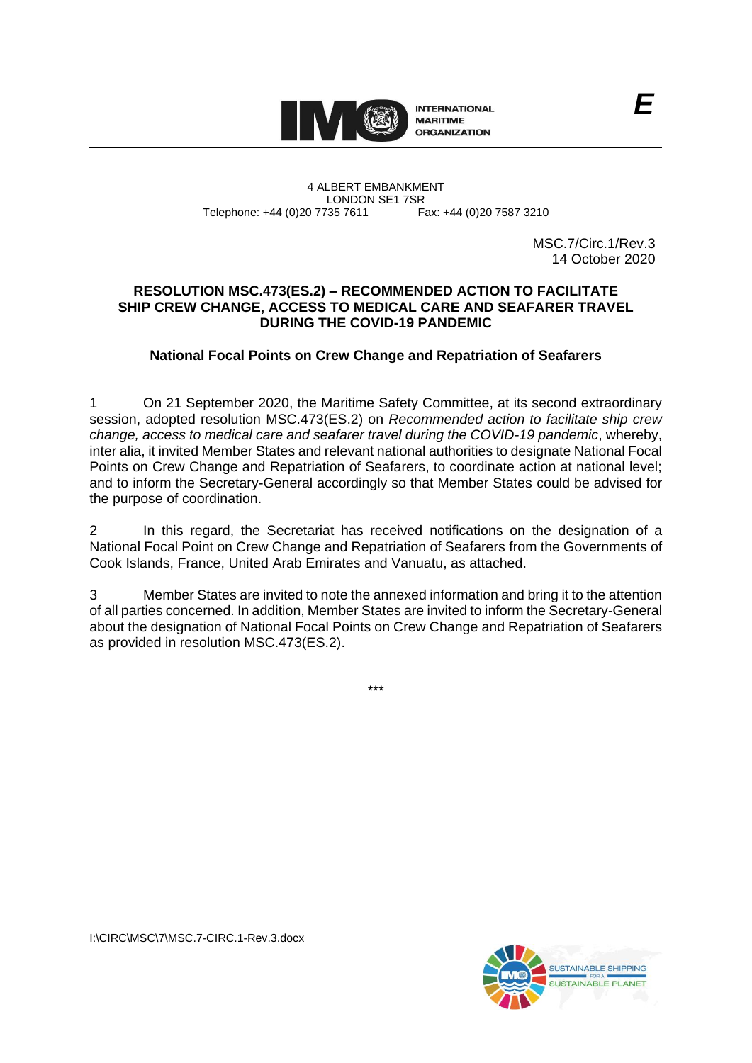4 ALBERT EMBANKMENT
LONDON SE1 7SR
Telephone: +44 (0)20 7735 7611 Fax: +44 (0)20 7587 3210

MSC.7/Circ.1/Rev.3
14 October 2020

## RESOLUTION MSC.473(ES.2) – RECOMMENDED ACTION TO FACILITATE SHIP CREW CHANGE, ACCESS TO MEDICAL CARE AND SEAFARER TRAVEL DURING THE COVID-19 PANDEMIC

### National Focal Points on Crew Change and Repatriation of Seafarers

1 On 21 September 2020, the Maritime Safety Committee, at its second extraordinary session, adopted resolution MSC.473(ES.2) on *Recommended action to facilitate ship crew change, access to medical care and seafarer travel during the COVID-19 pandemic*, whereby, inter alia, it invited Member States and relevant national authorities to designate National Focal Points on Crew Change and Repatriation of Seafarers, to coordinate action at national level; and to inform the Secretary-General accordingly so that Member States could be advised for the purpose of coordination.

2 In this regard, the Secretariat has received notifications on the designation of a National Focal Point on Crew Change and Repatriation of Seafarers from the Governments of Cook Islands, France, United Arab Emirates and Vanuatu, as attached.

3 Member States are invited to note the annexed information and bring it to the attention of all parties concerned. In addition, Member States are invited to inform the Secretary-General about the designation of National Focal Points on Crew Change and Repatriation of Seafarers as provided in resolution MSC.473(ES.2).

\*\*\*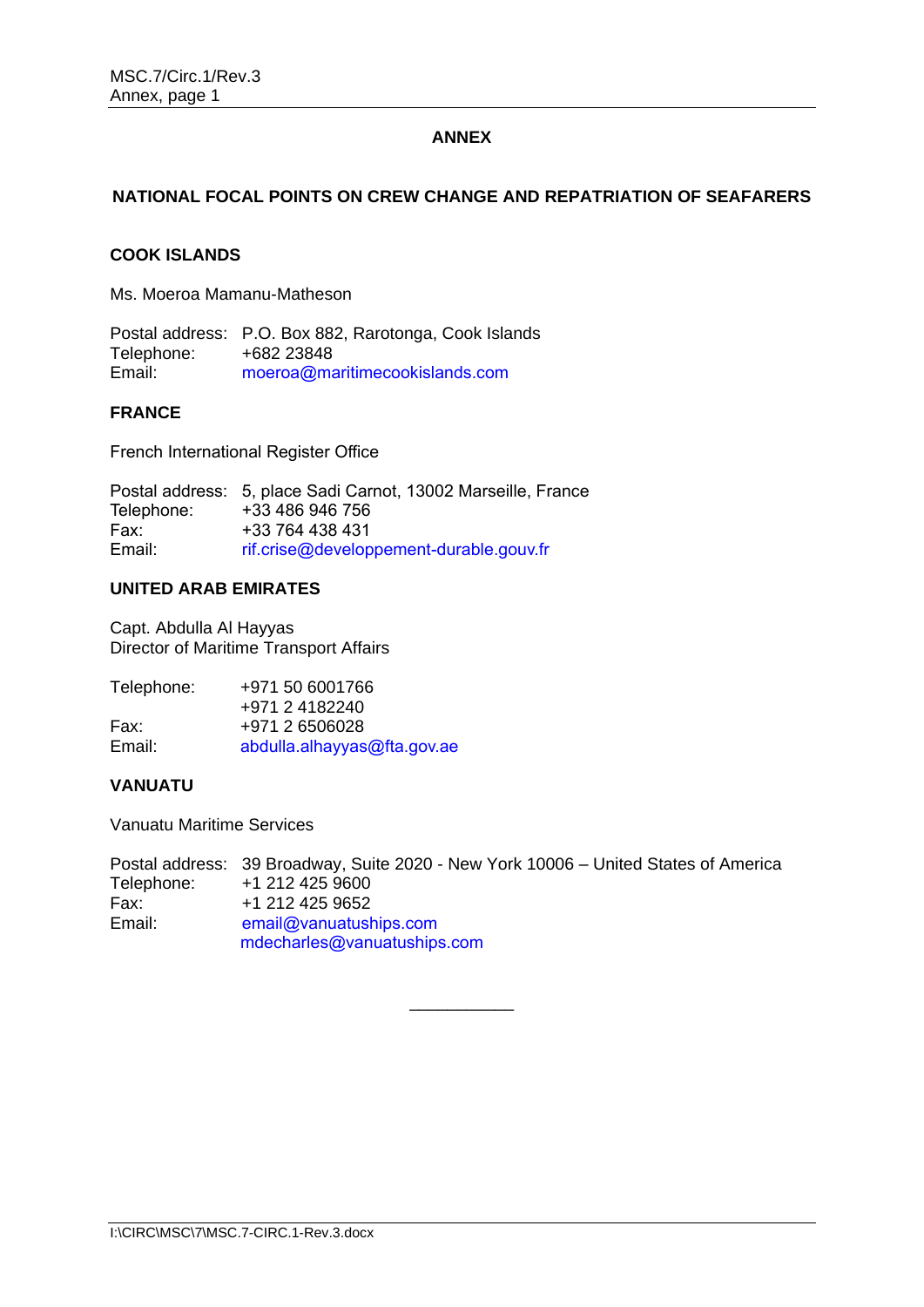# ANNEX

## NATIONAL FOCAL POINTS ON CREW CHANGE AND REPATRIATION OF SEAFARERS

### COOK ISLANDS

Ms. Moeroa Mamanu-Matheson

| | |
|---|---|
| Postal address: | P.O. Box 882, Rarotonga, Cook Islands |
| Telephone: | +682 23848 |
| Email: | moeroa@maritimecookislands.com |

### FRANCE

French International Register Office

| | |
|---|---|
| Postal address: | 5, place Sadi Carnot, 13002 Marseille, France |
| Telephone: | +33 486 946 756 |
| Fax: | +33 764 438 431 |
| Email: | rif.crise@developpement-durable.gouv.fr |

### UNITED ARAB EMIRATES

Capt. Abdulla Al Hayyas
Director of Maritime Transport Affairs

| | |
|---|---|
| Telephone: | +971 50 6001766 |
| | +971 2 4182240 |
| Fax: | +971 2 6506028 |
| Email: | abdulla.alhayyas@fta.gov.ae |

### VANUATU

Vanuatu Maritime Services

| | |
|---|---|
| Postal address: | 39 Broadway, Suite 2020 - New York 10006 – United States of America |
| Telephone: | +1 212 425 9600 |
| Fax: | +1 212 425 9652 |
| Email: | email@vanuatuships.com |
| | mdecharles@vanuatuships.com |

___________